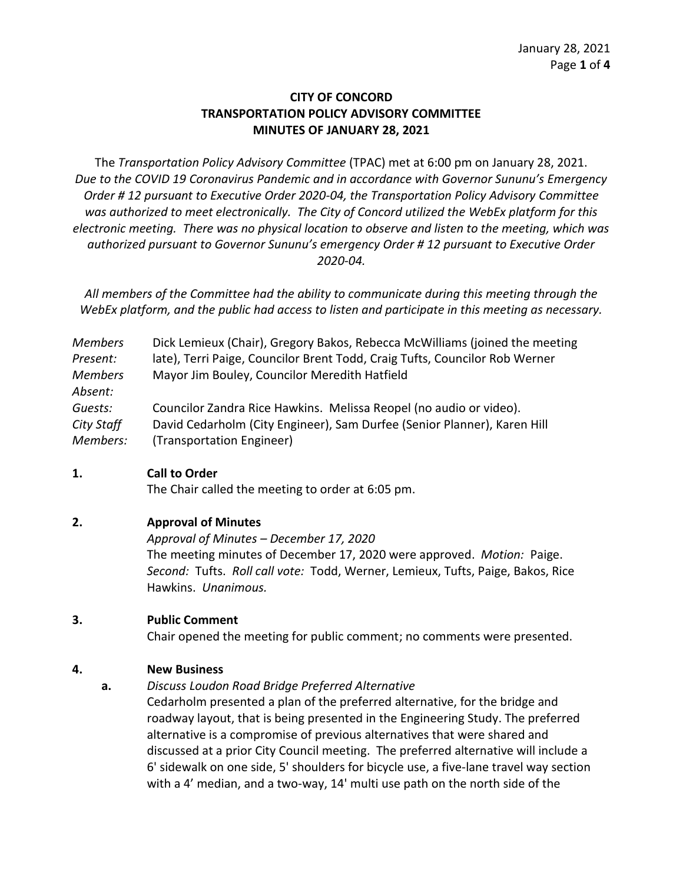**CITY OF CONCORD**
**TRANSPORTATION POLICY ADVISORY COMMITTEE**
**MINUTES OF JANUARY 28, 2021**

The *Transportation Policy Advisory Committee* (TPAC) met at 6:00 pm on January 28, 2021. *Due to the COVID 19 Coronavirus Pandemic and in accordance with Governor Sununu's Emergency Order # 12 pursuant to Executive Order 2020-04, the Transportation Policy Advisory Committee was authorized to meet electronically. The City of Concord utilized the WebEx platform for this electronic meeting. There was no physical location to observe and listen to the meeting, which was authorized pursuant to Governor Sununu's emergency Order # 12 pursuant to Executive Order 2020-04.*

*All members of the Committee had the ability to communicate during this meeting through the WebEx platform, and the public had access to listen and participate in this meeting as necessary.*

| | |
|---|---|
| *Members Present:* | Dick Lemieux (Chair), Gregory Bakos, Rebecca McWilliams (joined the meeting late), Terri Paige, Councilor Brent Todd, Craig Tufts, Councilor Rob Werner |
| *Members Absent:* | Mayor Jim Bouley, Councilor Meredith Hatfield |
| *Guests:* | Councilor Zandra Rice Hawkins. Melissa Reopel (no audio or video). |
| *City Staff Members:* | David Cedarholm (City Engineer), Sam Durfee (Senior Planner), Karen Hill (Transportation Engineer) |

**1. Call to Order**

The Chair called the meeting to order at 6:05 pm.

**2. Approval of Minutes**

*Approval of Minutes – December 17, 2020*

The meeting minutes of December 17, 2020 were approved. *Motion:* Paige. *Second:* Tufts. *Roll call vote:* Todd, Werner, Lemieux, Tufts, Paige, Bakos, Rice Hawkins. *Unanimous.*

**3. Public Comment**

Chair opened the meeting for public comment; no comments were presented.

**4. New Business**

**a.** *Discuss Loudon Road Bridge Preferred Alternative*

Cedarholm presented a plan of the preferred alternative, for the bridge and roadway layout, that is being presented in the Engineering Study. The preferred alternative is a compromise of previous alternatives that were shared and discussed at a prior City Council meeting. The preferred alternative will include a 6' sidewalk on one side, 5' shoulders for bicycle use, a five-lane travel way section with a 4' median, and a two-way, 14' multi use path on the north side of the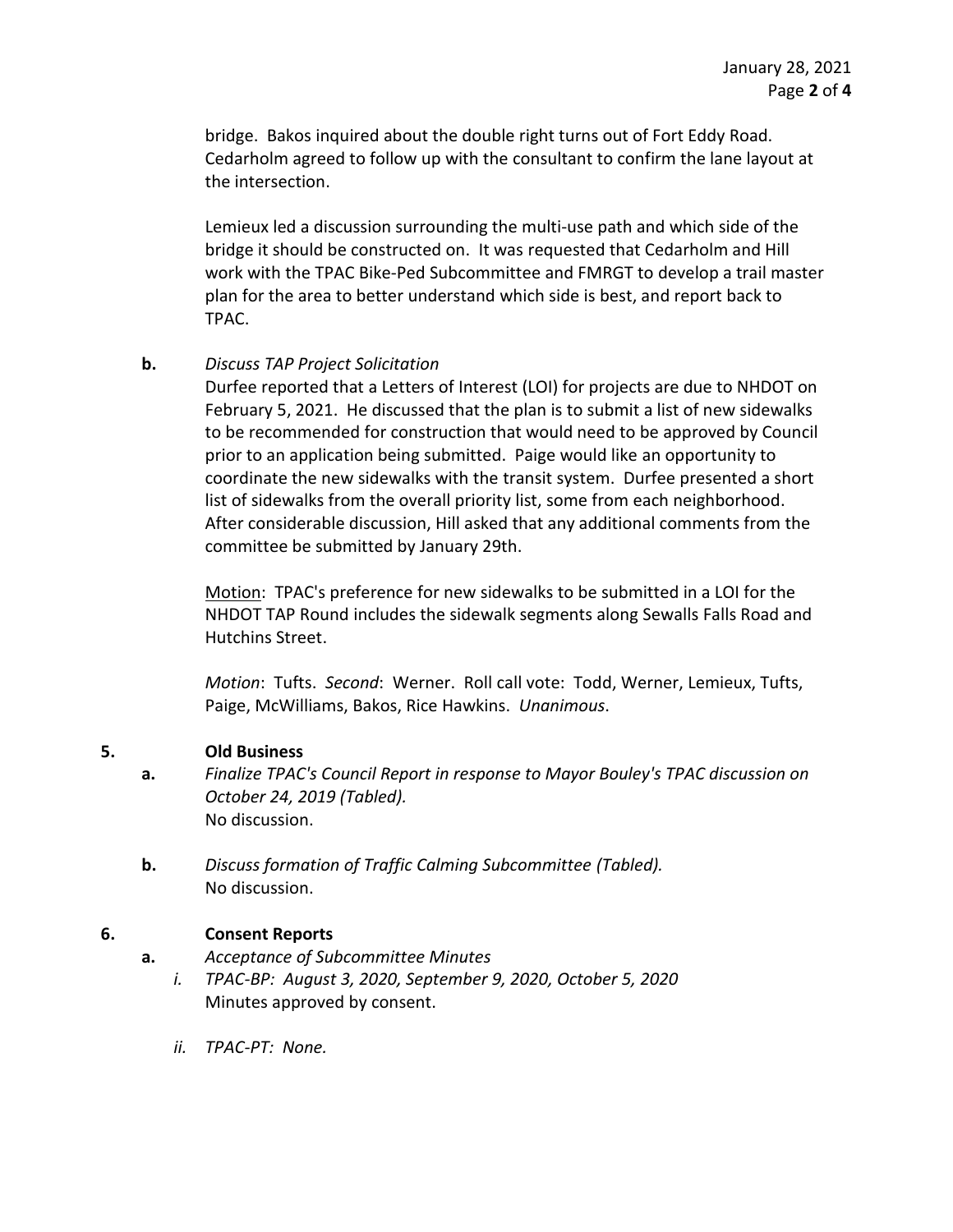bridge. Bakos inquired about the double right turns out of Fort Eddy Road. Cedarholm agreed to follow up with the consultant to confirm the lane layout at the intersection.

Lemieux led a discussion surrounding the multi-use path and which side of the bridge it should be constructed on. It was requested that Cedarholm and Hill work with the TPAC Bike-Ped Subcommittee and FMRGT to develop a trail master plan for the area to better understand which side is best, and report back to TPAC.

**b.** *Discuss TAP Project Solicitation*

Durfee reported that a Letters of Interest (LOI) for projects are due to NHDOT on February 5, 2021. He discussed that the plan is to submit a list of new sidewalks to be recommended for construction that would need to be approved by Council prior to an application being submitted. Paige would like an opportunity to coordinate the new sidewalks with the transit system. Durfee presented a short list of sidewalks from the overall priority list, some from each neighborhood. After considerable discussion, Hill asked that any additional comments from the committee be submitted by January 29th.

<u>Motion</u>: TPAC's preference for new sidewalks to be submitted in a LOI for the NHDOT TAP Round includes the sidewalk segments along Sewalls Falls Road and Hutchins Street.

*Motion*: Tufts. *Second*: Werner. Roll call vote: Todd, Werner, Lemieux, Tufts, Paige, McWilliams, Bakos, Rice Hawkins. *Unanimous*.

## 5. Old Business

**a.** *Finalize TPAC's Council Report in response to Mayor Bouley's TPAC discussion on October 24, 2019 (Tabled).*

No discussion.

**b.** *Discuss formation of Traffic Calming Subcommittee (Tabled).*

No discussion.

## 6. Consent Reports

**a.** *Acceptance of Subcommittee Minutes*

*i. TPAC-BP: August 3, 2020, September 9, 2020, October 5, 2020*

Minutes approved by consent.

*ii. TPAC-PT: None.*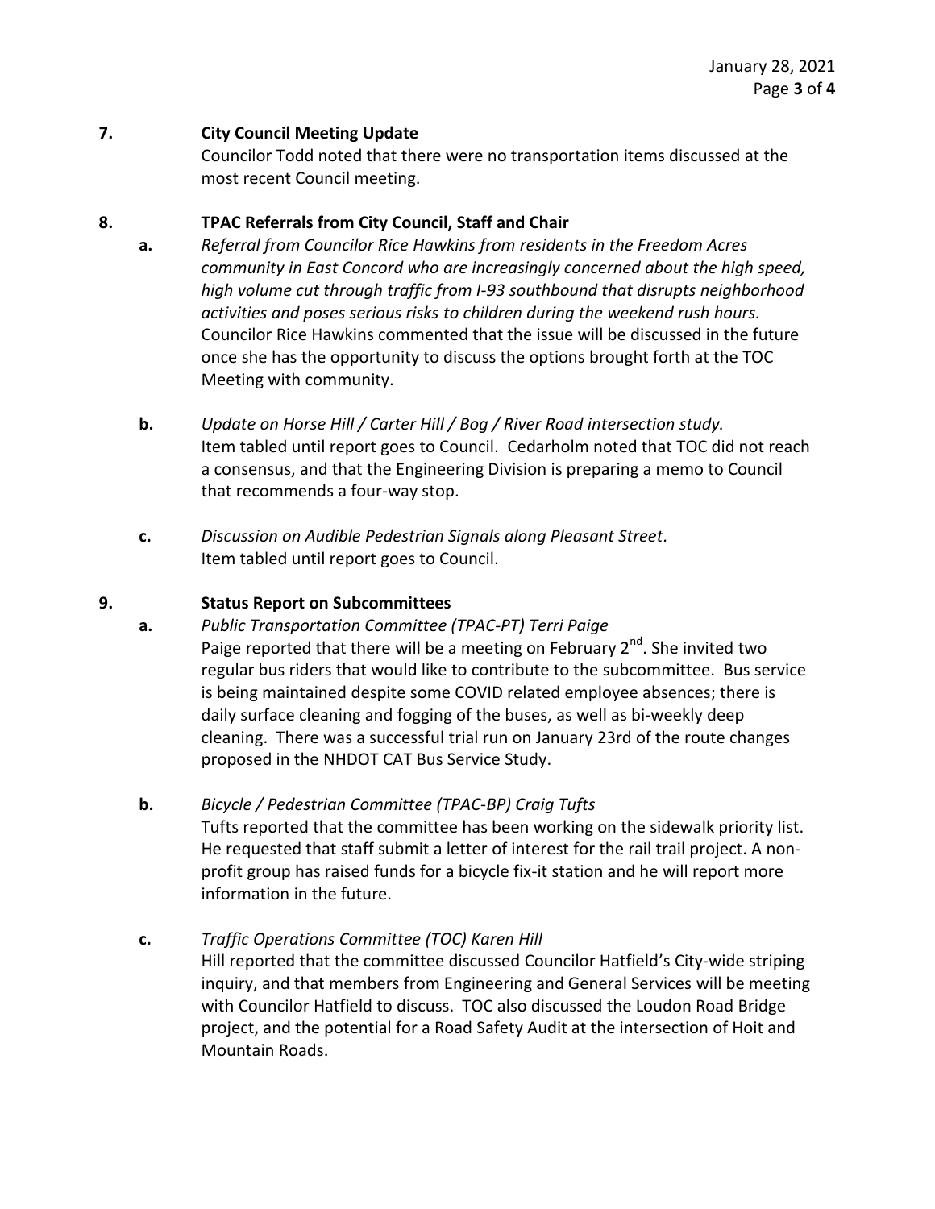**7. City Council Meeting Update**

Councilor Todd noted that there were no transportation items discussed at the most recent Council meeting.

**8. TPAC Referrals from City Council, Staff and Chair**

**a.** *Referral from Councilor Rice Hawkins from residents in the Freedom Acres community in East Concord who are increasingly concerned about the high speed, high volume cut through traffic from I-93 southbound that disrupts neighborhood activities and poses serious risks to children during the weekend rush hours.* Councilor Rice Hawkins commented that the issue will be discussed in the future once she has the opportunity to discuss the options brought forth at the TOC Meeting with community.

**b.** *Update on Horse Hill / Carter Hill / Bog / River Road intersection study.* Item tabled until report goes to Council. Cedarholm noted that TOC did not reach a consensus, and that the Engineering Division is preparing a memo to Council that recommends a four-way stop.

**c.** *Discussion on Audible Pedestrian Signals along Pleasant Street.* Item tabled until report goes to Council.

**9. Status Report on Subcommittees**

**a.** *Public Transportation Committee (TPAC-PT) Terri Paige*
Paige reported that there will be a meeting on February 2nd. She invited two regular bus riders that would like to contribute to the subcommittee. Bus service is being maintained despite some COVID related employee absences; there is daily surface cleaning and fogging of the buses, as well as bi-weekly deep cleaning. There was a successful trial run on January 23rd of the route changes proposed in the NHDOT CAT Bus Service Study.

**b.** *Bicycle / Pedestrian Committee (TPAC-BP) Craig Tufts*
Tufts reported that the committee has been working on the sidewalk priority list. He requested that staff submit a letter of interest for the rail trail project. A non-profit group has raised funds for a bicycle fix-it station and he will report more information in the future.

**c.** *Traffic Operations Committee (TOC) Karen Hill*
Hill reported that the committee discussed Councilor Hatfield's City-wide striping inquiry, and that members from Engineering and General Services will be meeting with Councilor Hatfield to discuss. TOC also discussed the Loudon Road Bridge project, and the potential for a Road Safety Audit at the intersection of Hoit and Mountain Roads.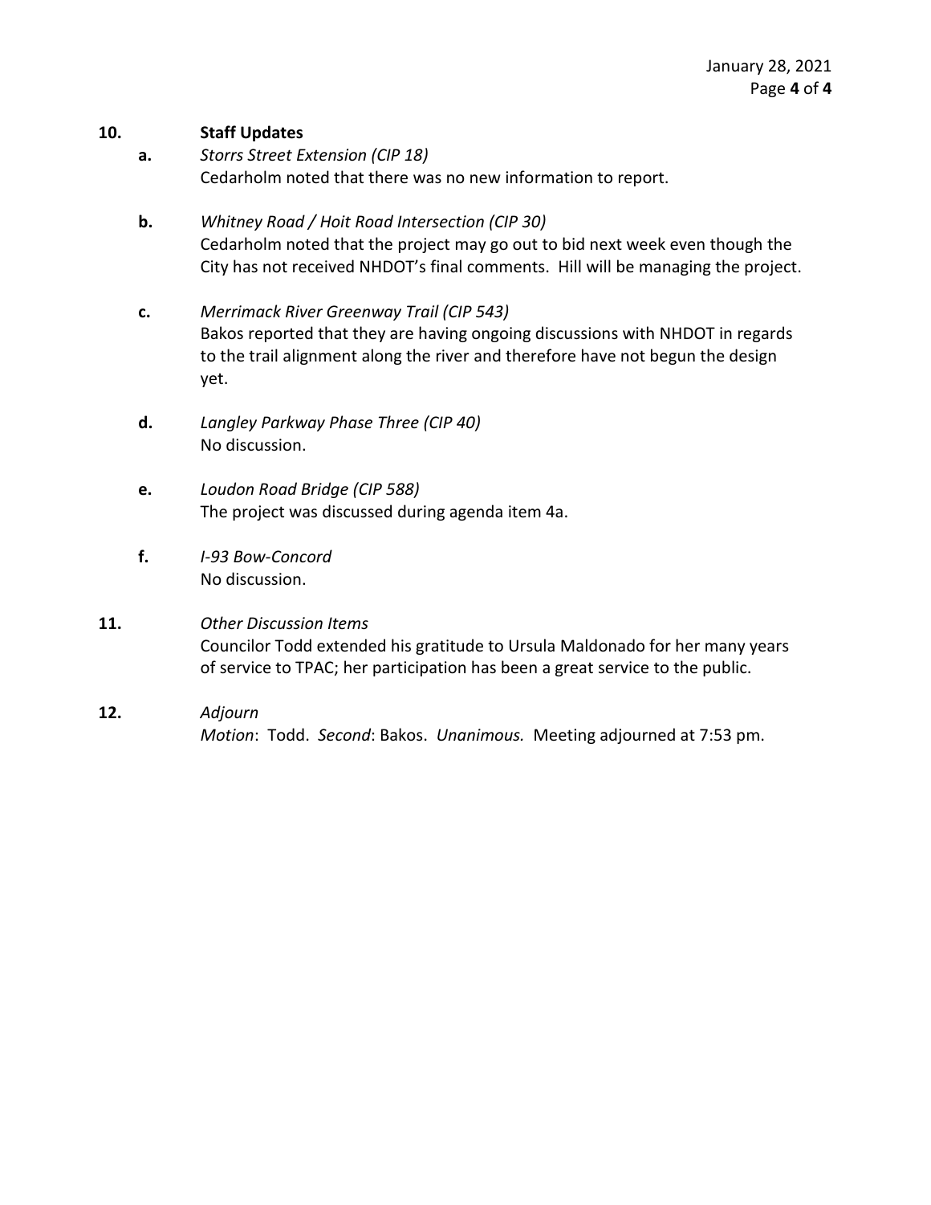**10. Staff Updates**

**a.** *Storrs Street Extension (CIP 18)*
Cedarholm noted that there was no new information to report.

**b.** *Whitney Road / Hoit Road Intersection (CIP 30)*
Cedarholm noted that the project may go out to bid next week even though the City has not received NHDOT's final comments. Hill will be managing the project.

**c.** *Merrimack River Greenway Trail (CIP 543)*
Bakos reported that they are having ongoing discussions with NHDOT in regards to the trail alignment along the river and therefore have not begun the design yet.

**d.** *Langley Parkway Phase Three (CIP 40)*
No discussion.

**e.** *Loudon Road Bridge (CIP 588)*
The project was discussed during agenda item 4a.

**f.** *I-93 Bow-Concord*
No discussion.

**11.** *Other Discussion Items*
Councilor Todd extended his gratitude to Ursula Maldonado for her many years of service to TPAC; her participation has been a great service to the public.

**12.** *Adjourn*
*Motion*: Todd. *Second*: Bakos. *Unanimous.* Meeting adjourned at 7:53 pm.